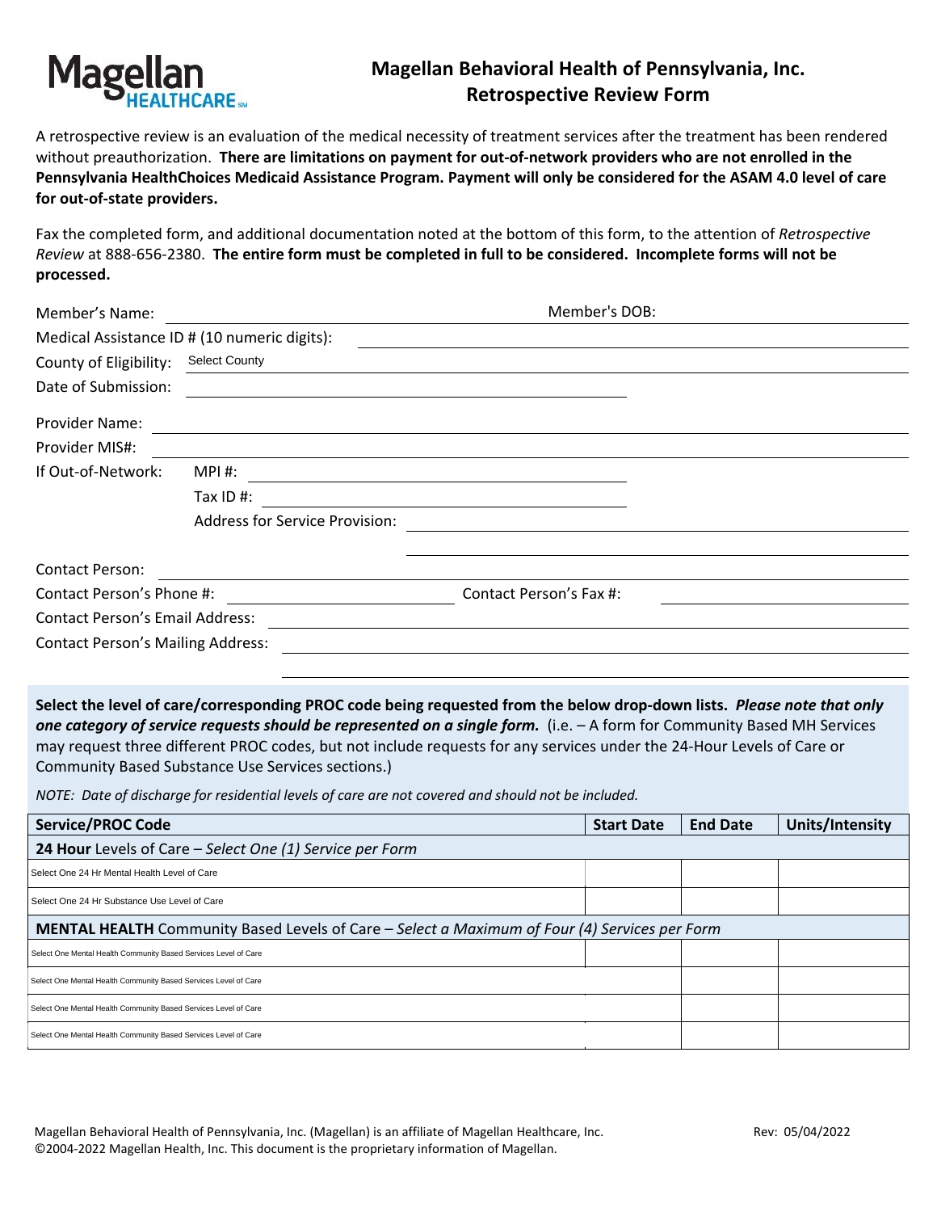# Magellan Behavioral Health of Pennsylvania, Inc.
## Retrospective Review Form

A retrospective review is an evaluation of the medical necessity of treatment services after the treatment has been rendered without preauthorization. **There are limitations on payment for out-of-network providers who are not enrolled in the Pennsylvania HealthChoices Medicaid Assistance Program. Payment will only be considered for the ASAM 4.0 level of care for out-of-state providers.**

Fax the completed form, and additional documentation noted at the bottom of this form, to the attention of *Retrospective Review* at 888-656-2380. **The entire form must be completed in full to be considered. Incomplete forms will not be processed.**

Member's Name: ______________________ Member's DOB: ______________________

Medical Assistance ID # (10 numeric digits): ______________________

County of Eligibility: Select County

Date of Submission: ______________________

Provider Name: ______________________

Provider MIS#: ______________________

If Out-of-Network:
- MPI #: ______________________
- Tax ID #: ______________________
- Address for Service Provision: ______________________

Contact Person: ______________________

Contact Person's Phone #: ______________________ Contact Person's Fax #: ______________________

Contact Person's Email Address: ______________________

Contact Person's Mailing Address: ______________________

**Select the level of care/corresponding PROC code being requested from the below drop-down lists.** ***Please note that only one category of service requests should be represented on a single form.*** (i.e. – A form for Community Based MH Services may request three different PROC codes, but not include requests for any services under the 24-Hour Levels of Care or Community Based Substance Use Services sections.)

*NOTE: Date of discharge for residential levels of care are not covered and should not be included.*

| Service/PROC Code | Start Date | End Date | Units/Intensity |
|---|---|---|---|
| **24 Hour** Levels of Care – *Select One (1) Service per Form* | | | |
| Select One 24 Hr Mental Health Level of Care | | | |
| Select One 24 Hr Substance Use Level of Care | | | |
| **MENTAL HEALTH** Community Based Levels of Care – *Select a Maximum of Four (4) Services per Form* | | | |
| Select One Mental Health Community Based Services Level of Care | | | |
| Select One Mental Health Community Based Services Level of Care | | | |
| Select One Mental Health Community Based Services Level of Care | | | |
| Select One Mental Health Community Based Services Level of Care | | | |

Magellan Behavioral Health of Pennsylvania, Inc. (Magellan) is an affiliate of Magellan Healthcare, Inc. Rev: 05/04/2022
©2004-2022 Magellan Health, Inc. This document is the proprietary information of Magellan.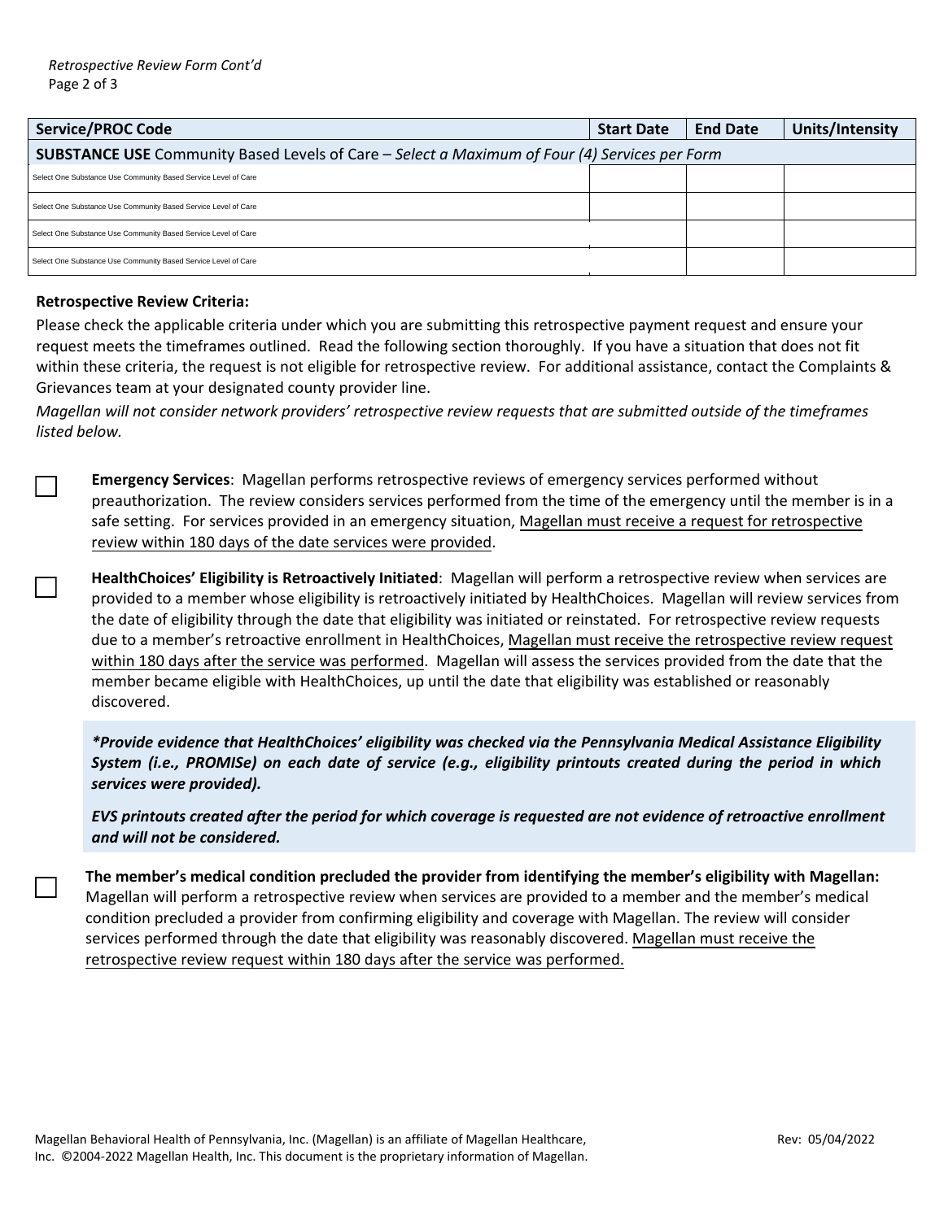| Service/PROC Code | Start Date | End Date | Units/Intensity |
|---|---|---|---|
| **SUBSTANCE USE** Community Based Levels of Care – *Select a Maximum of Four (4) Services per Form* | | | |
| Select One Substance Use Community Based Service Level of Care | | | |
| Select One Substance Use Community Based Service Level of Care | | | |
| Select One Substance Use Community Based Service Level of Care | | | |
| Select One Substance Use Community Based Service Level of Care | | | |

**Retrospective Review Criteria:**

Please check the applicable criteria under which you are submitting this retrospective payment request and ensure your request meets the timeframes outlined. Read the following section thoroughly. If you have a situation that does not fit within these criteria, the request is not eligible for retrospective review. For additional assistance, contact the Complaints & Grievances team at your designated county provider line.

*Magellan will not consider network providers' retrospective review requests that are submitted outside of the timeframes listed below.*

☐ **Emergency Services**: Magellan performs retrospective reviews of emergency services performed without preauthorization. The review considers services performed from the time of the emergency until the member is in a safe setting. For services provided in an emergency situation, Magellan must receive a request for retrospective review within 180 days of the date services were provided.

☐ **HealthChoices' Eligibility is Retroactively Initiated**: Magellan will perform a retrospective review when services are provided to a member whose eligibility is retroactively initiated by HealthChoices. Magellan will review services from the date of eligibility through the date that eligibility was initiated or reinstated. For retrospective review requests due to a member's retroactive enrollment in HealthChoices, Magellan must receive the retrospective review request within 180 days after the service was performed. Magellan will assess the services provided from the date that the member became eligible with HealthChoices, up until the date that eligibility was established or reasonably discovered.

***Provide evidence that HealthChoices' eligibility was checked via the Pennsylvania Medical Assistance Eligibility System (i.e., PROMISe) on each date of service (e.g., eligibility printouts created during the period in which services were provided).***

***EVS printouts created after the period for which coverage is requested are not evidence of retroactive enrollment and will not be considered.***

☐ **The member's medical condition precluded the provider from identifying the member's eligibility with Magellan:** Magellan will perform a retrospective review when services are provided to a member and the member's medical condition precluded a provider from confirming eligibility and coverage with Magellan. The review will consider services performed through the date that eligibility was reasonably discovered. Magellan must receive the retrospective review request within 180 days after the service was performed.

Magellan Behavioral Health of Pennsylvania, Inc. (Magellan) is an affiliate of Magellan Healthcare, Inc. ©2004-2022 Magellan Health, Inc. This document is the proprietary information of Magellan.

Rev: 05/04/2022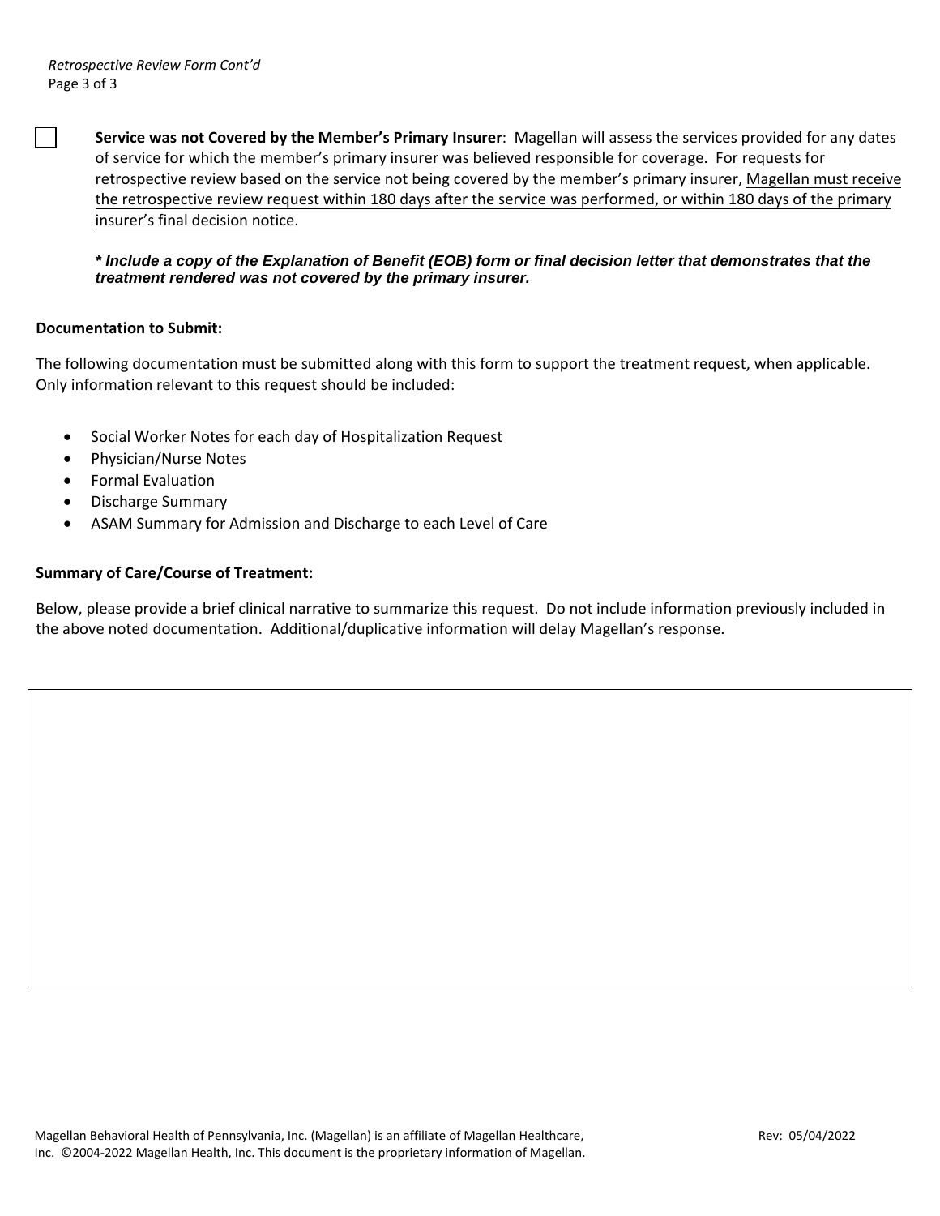☐ **Service was not Covered by the Member's Primary Insurer**: Magellan will assess the services provided for any dates of service for which the member's primary insurer was believed responsible for coverage. For requests for retrospective review based on the service not being covered by the member's primary insurer, Magellan must receive the retrospective review request within 180 days after the service was performed, or within 180 days of the primary insurer's final decision notice.

***\* Include a copy of the Explanation of Benefit (EOB) form or final decision letter that demonstrates that the treatment rendered was not covered by the primary insurer.***

**Documentation to Submit:**

The following documentation must be submitted along with this form to support the treatment request, when applicable. Only information relevant to this request should be included:

- Social Worker Notes for each day of Hospitalization Request
- Physician/Nurse Notes
- Formal Evaluation
- Discharge Summary
- ASAM Summary for Admission and Discharge to each Level of Care

**Summary of Care/Course of Treatment:**

Below, please provide a brief clinical narrative to summarize this request. Do not include information previously included in the above noted documentation. Additional/duplicative information will delay Magellan's response.

Magellan Behavioral Health of Pennsylvania, Inc. (Magellan) is an affiliate of Magellan Healthcare, Inc. ©2004-2022 Magellan Health, Inc. This document is the proprietary information of Magellan.

Rev: 05/04/2022